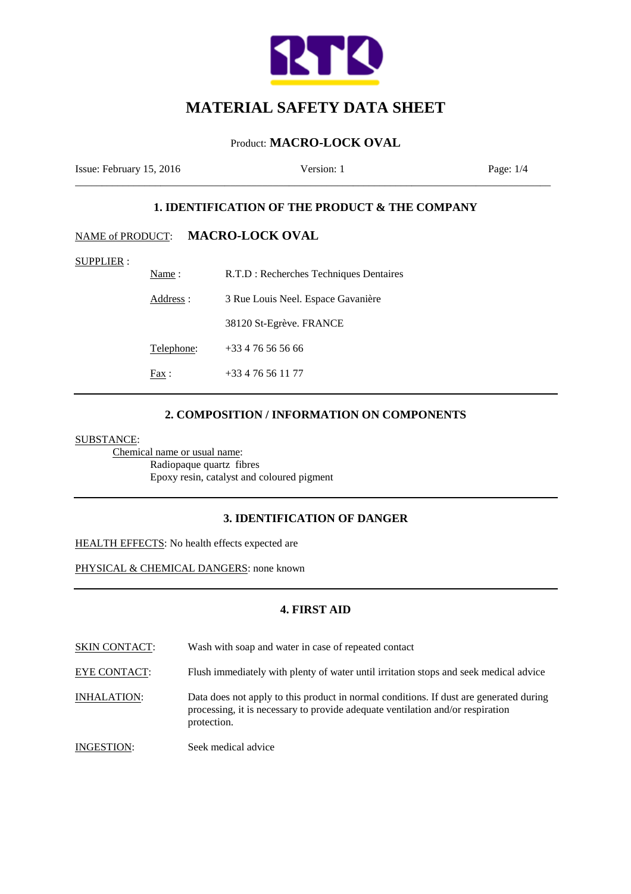# MATERIAL SAFETY DATA SHEET

Product: **MACRO-LOCK OVAL**

Issue: February 15, 2016 | Version: 1

## 1. IDENTIFICATION OF THE PRODUCT & THE COMPANY

NAME of PRODUCT: **MACRO-LOCK OVAL**

SUPPLIER :

- Name : R.T.D : Recherches Techniques Dentaires
- Address : 3 Rue Louis Neel. Espace Gavanière
  38120 St-Egrève. FRANCE
- Telephone: +33 4 76 56 56 66
- Fax : +33 4 76 56 11 77

## 2. COMPOSITION / INFORMATION ON COMPONENTS

SUBSTANCE:

Chemical name or usual name:

Radiopaque quartz fibres
Epoxy resin, catalyst and coloured pigment

## 3. IDENTIFICATION OF DANGER

HEALTH EFFECTS: No health effects expected are

PHYSICAL & CHEMICAL DANGERS: none known

## 4. FIRST AID

SKIN CONTACT: Wash with soap and water in case of repeated contact

EYE CONTACT: Flush immediately with plenty of water until irritation stops and seek medical advice

INHALATION: Data does not apply to this product in normal conditions. If dust are generated during processing, it is necessary to provide adequate ventilation and/or respiration protection.

INGESTION: Seek medical advice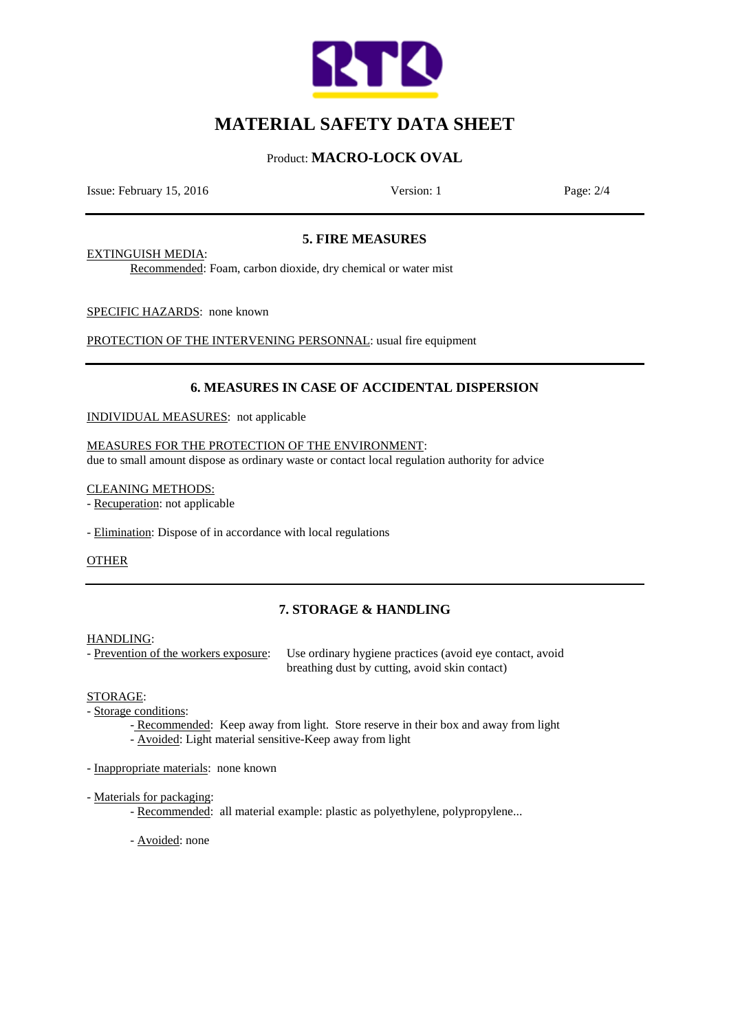## 5. FIRE MEASURES

EXTINGUISH MEDIA:

Recommended: Foam, carbon dioxide, dry chemical or water mist

SPECIFIC HAZARDS: none known

PROTECTION OF THE INTERVENING PERSONNAL: usual fire equipment

## 6. MEASURES IN CASE OF ACCIDENTAL DISPERSION

INDIVIDUAL MEASURES: not applicable

MEASURES FOR THE PROTECTION OF THE ENVIRONMENT:
due to small amount dispose as ordinary waste or contact local regulation authority for advice

CLEANING METHODS:

- Recuperation: not applicable

- Elimination: Dispose of in accordance with local regulations

OTHER

## 7. STORAGE & HANDLING

HANDLING:

- Prevention of the workers exposure: Use ordinary hygiene practices (avoid eye contact, avoid breathing dust by cutting, avoid skin contact)

STORAGE:

- Storage conditions:
  - Recommended: Keep away from light. Store reserve in their box and away from light
  - Avoided: Light material sensitive-Keep away from light

- Inappropriate materials: none known

- Materials for packaging:
  - Recommended: all material example: plastic as polyethylene, polypropylene...
  - Avoided: none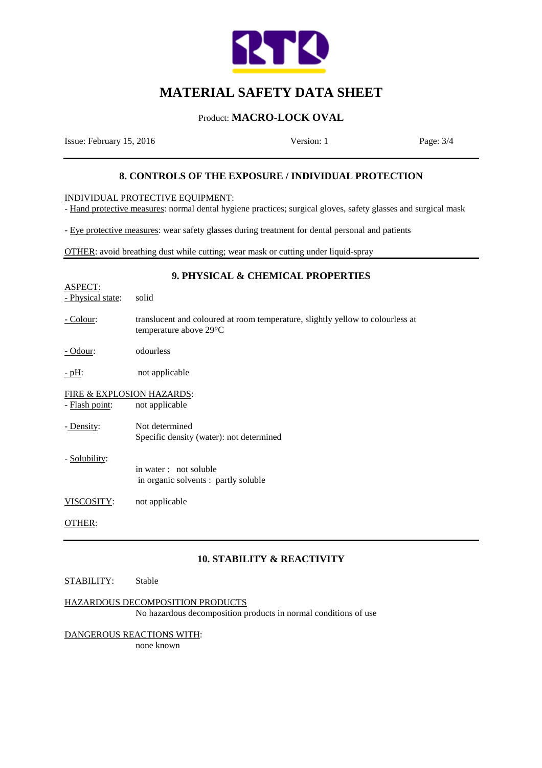# MATERIAL SAFETY DATA SHEET

Product: **MACRO-LOCK OVAL**

Issue: February 15, 2016 | Version: 1

## 8. CONTROLS OF THE EXPOSURE / INDIVIDUAL PROTECTION

INDIVIDUAL PROTECTIVE EQUIPMENT:
- Hand protective measures: normal dental hygiene practices; surgical gloves, safety glasses and surgical mask

- Eye protective measures: wear safety glasses during treatment for dental personal and patients

OTHER: avoid breathing dust while cutting; wear mask or cutting under liquid-spray

## 9. PHYSICAL & CHEMICAL PROPERTIES

ASPECT:
- Physical state: solid

- Colour: translucent and coloured at room temperature, slightly yellow to colourless at temperature above 29°C

- Odour: odourless

- pH: not applicable

FIRE & EXPLOSION HAZARDS:
- Flash point: not applicable

- Density: Not determined
  Specific density (water): not determined

- Solubility:
  in water : not soluble
  in organic solvents : partly soluble

VISCOSITY: not applicable

OTHER:

## 10. STABILITY & REACTIVITY

STABILITY: Stable

HAZARDOUS DECOMPOSITION PRODUCTS
No hazardous decomposition products in normal conditions of use

DANGEROUS REACTIONS WITH:
none known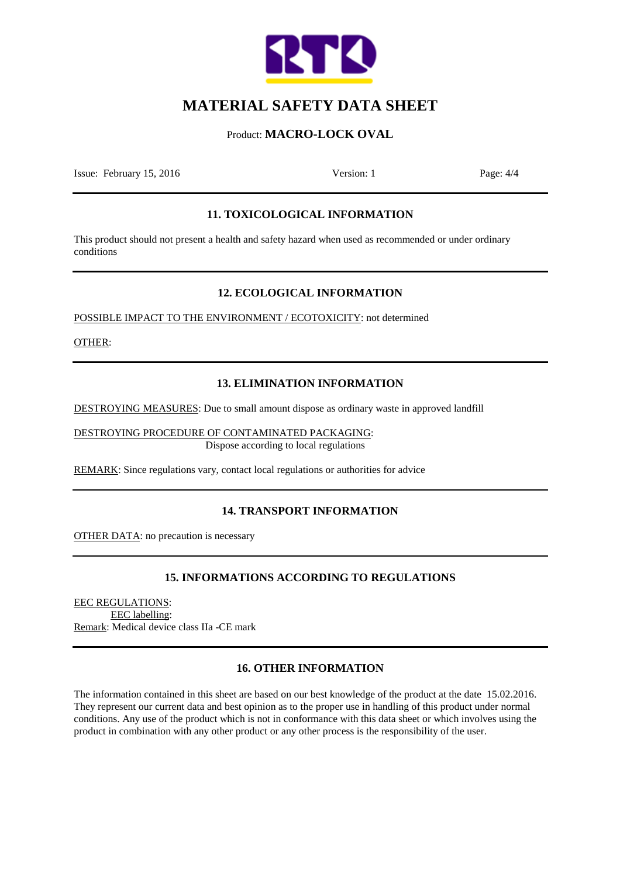# MATERIAL SAFETY DATA SHEET

Product: **MACRO-LOCK OVAL**

Issue: February 15, 2016 | Version: 1 | Page: 4/4

## 11. TOXICOLOGICAL INFORMATION

This product should not present a health and safety hazard when used as recommended or under ordinary conditions

## 12. ECOLOGICAL INFORMATION

POSSIBLE IMPACT TO THE ENVIRONMENT / ECOTOXICITY: not determined

OTHER:

## 13. ELIMINATION INFORMATION

DESTROYING MEASURES: Due to small amount dispose as ordinary waste in approved landfill

DESTROYING PROCEDURE OF CONTAMINATED PACKAGING:
Dispose according to local regulations

REMARK: Since regulations vary, contact local regulations or authorities for advice

## 14. TRANSPORT INFORMATION

OTHER DATA: no precaution is necessary

## 15. INFORMATIONS ACCORDING TO REGULATIONS

EEC REGULATIONS:
EEC labelling:
Remark: Medical device class IIa -CE mark

## 16. OTHER INFORMATION

The information contained in this sheet are based on our best knowledge of the product at the date 15.02.2016. They represent our current data and best opinion as to the proper use in handling of this product under normal conditions. Any use of the product which is not in conformance with this data sheet or which involves using the product in combination with any other product or any other process is the responsibility of the user.